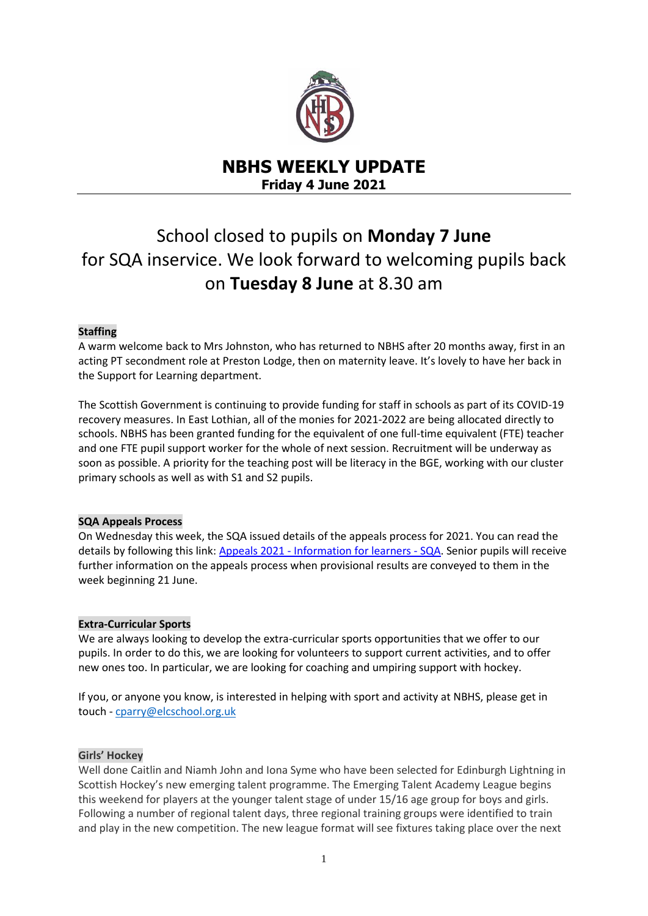# NBHS WEEKLY UPDATE

**Friday 4 June 2021**

School closed to pupils on **Monday 7 June** for SQA inservice. We look forward to welcoming pupils back on **Tuesday 8 June** at 8.30 am

### Staffing

A warm welcome back to Mrs Johnston, who has returned to NBHS after 20 months away, first in an acting PT secondment role at Preston Lodge, then on maternity leave. It's lovely to have her back in the Support for Learning department.

The Scottish Government is continuing to provide funding for staff in schools as part of its COVID-19 recovery measures. In East Lothian, all of the monies for 2021-2022 are being allocated directly to schools. NBHS has been granted funding for the equivalent of one full-time equivalent (FTE) teacher and one FTE pupil support worker for the whole of next session. Recruitment will be underway as soon as possible. A priority for the teaching post will be literacy in the BGE, working with our cluster primary schools as well as with S1 and S2 pupils.

### SQA Appeals Process

On Wednesday this week, the SQA issued details of the appeals process for 2021. You can read the details by following this link: Appeals 2021 - Information for learners - SQA. Senior pupils will receive further information on the appeals process when provisional results are conveyed to them in the week beginning 21 June.

### Extra-Curricular Sports

We are always looking to develop the extra-curricular sports opportunities that we offer to our pupils. In order to do this, we are looking for volunteers to support current activities, and to offer new ones too. In particular, we are looking for coaching and umpiring support with hockey.

If you, or anyone you know, is interested in helping with sport and activity at NBHS, please get in touch - cparry@elcschool.org.uk

### Girls' Hockey

Well done Caitlin and Niamh John and Iona Syme who have been selected for Edinburgh Lightning in Scottish Hockey's new emerging talent programme. The Emerging Talent Academy League begins this weekend for players at the younger talent stage of under 15/16 age group for boys and girls. Following a number of regional talent days, three regional training groups were identified to train and play in the new competition. The new league format will see fixtures taking place over the next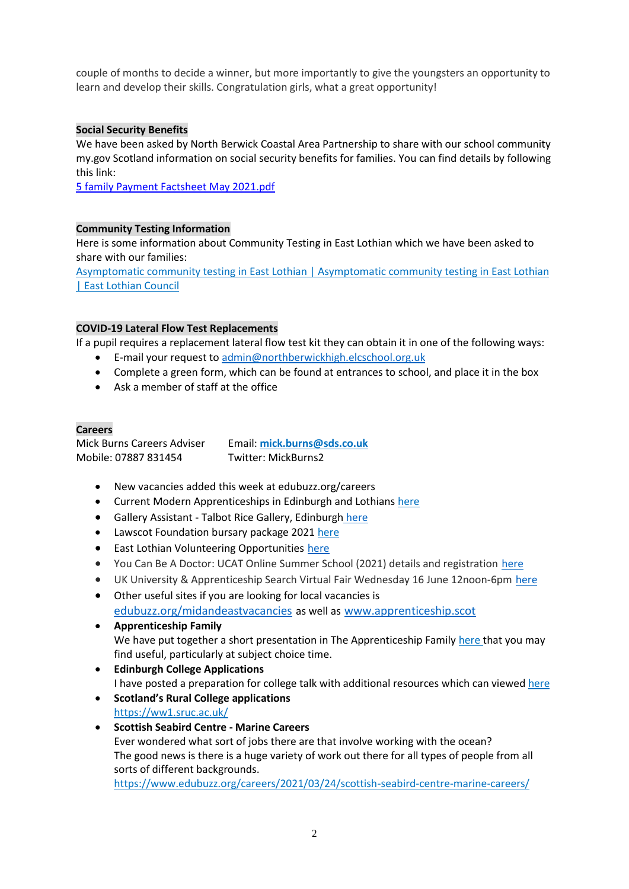couple of months to decide a winner, but more importantly to give the youngsters an opportunity to learn and develop their skills. Congratulation girls, what a great opportunity!

**Social Security Benefits**

We have been asked by North Berwick Coastal Area Partnership to share with our school community my.gov Scotland information on social security benefits for families. You can find details by following this link:

5 family Payment Factsheet May 2021.pdf

**Community Testing Information**

Here is some information about Community Testing in East Lothian which we have been asked to share with our families:

Asymptomatic community testing in East Lothian | Asymptomatic community testing in East Lothian | East Lothian Council

**COVID-19 Lateral Flow Test Replacements**

If a pupil requires a replacement lateral flow test kit they can obtain it in one of the following ways:

- E-mail your request to admin@northberwickhigh.elcschool.org.uk
- Complete a green form, which can be found at entrances to school, and place it in the box
- Ask a member of staff at the office

**Careers**

Mick Burns Careers Adviser    Email: **mick.burns@sds.co.uk**
Mobile: 07887 831454    Twitter: MickBurns2

- New vacancies added this week at edubuzz.org/careers
- Current Modern Apprenticeships in Edinburgh and Lothians here
- Gallery Assistant - Talbot Rice Gallery, Edinburgh here
- Lawscot Foundation bursary package 2021 here
- East Lothian Volunteering Opportunities here
- You Can Be A Doctor: UCAT Online Summer School (2021) details and registration here
- UK University & Apprenticeship Search Virtual Fair Wednesday 16 June 12noon-6pm here
- Other useful sites if you are looking for local vacancies is edubuzz.org/midandeastvacancies as well as www.apprenticeship.scot
- **Apprenticeship Family**
  We have put together a short presentation in The Apprenticeship Family here that you may find useful, particularly at subject choice time.
- **Edinburgh College Applications**
  I have posted a preparation for college talk with additional resources which can viewed here
- **Scotland's Rural College applications**
  https://ww1.sruc.ac.uk/
- **Scottish Seabird Centre - Marine Careers**
  Ever wondered what sort of jobs there are that involve working with the ocean?
  The good news is there is a huge variety of work out there for all types of people from all sorts of different backgrounds.
  https://www.edubuzz.org/careers/2021/03/24/scottish-seabird-centre-marine-careers/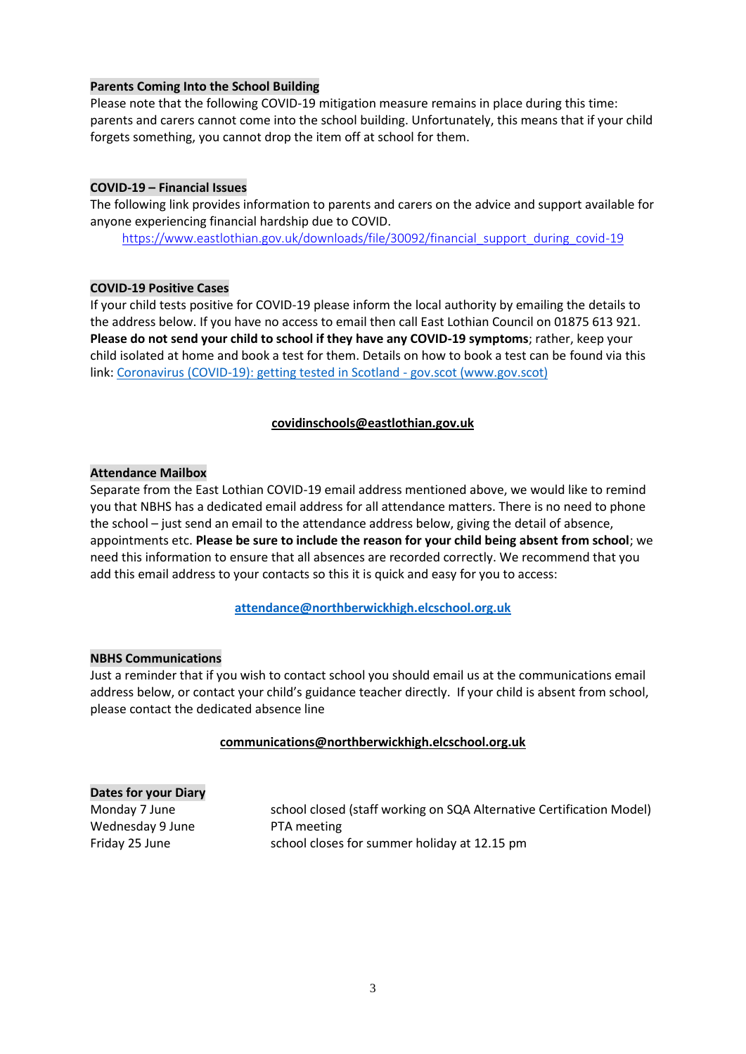**Parents Coming Into the School Building**

Please note that the following COVID-19 mitigation measure remains in place during this time: parents and carers cannot come into the school building. Unfortunately, this means that if your child forgets something, you cannot drop the item off at school for them.

**COVID-19 – Financial Issues**

The following link provides information to parents and carers on the advice and support available for anyone experiencing financial hardship due to COVID.

https://www.eastlothian.gov.uk/downloads/file/30092/financial_support_during_covid-19

**COVID-19 Positive Cases**

If your child tests positive for COVID-19 please inform the local authority by emailing the details to the address below. If you have no access to email then call East Lothian Council on 01875 613 921. **Please do not send your child to school if they have any COVID-19 symptoms**; rather, keep your child isolated at home and book a test for them. Details on how to book a test can be found via this link: Coronavirus (COVID-19): getting tested in Scotland - gov.scot (www.gov.scot)

**covidinschools@eastlothian.gov.uk**

**Attendance Mailbox**

Separate from the East Lothian COVID-19 email address mentioned above, we would like to remind you that NBHS has a dedicated email address for all attendance matters. There is no need to phone the school – just send an email to the attendance address below, giving the detail of absence, appointments etc. **Please be sure to include the reason for your child being absent from school**; we need this information to ensure that all absences are recorded correctly. We recommend that you add this email address to your contacts so this it is quick and easy for you to access:

**attendance@northberwickhigh.elcschool.org.uk**

**NBHS Communications**

Just a reminder that if you wish to contact school you should email us at the communications email address below, or contact your child's guidance teacher directly. If your child is absent from school, please contact the dedicated absence line

**communications@northberwickhigh.elcschool.org.uk**

**Dates for your Diary**

| | |
|---|---|
| Monday 7 June | school closed (staff working on SQA Alternative Certification Model) |
| Wednesday 9 June | PTA meeting |
| Friday 25 June | school closes for summer holiday at 12.15 pm |